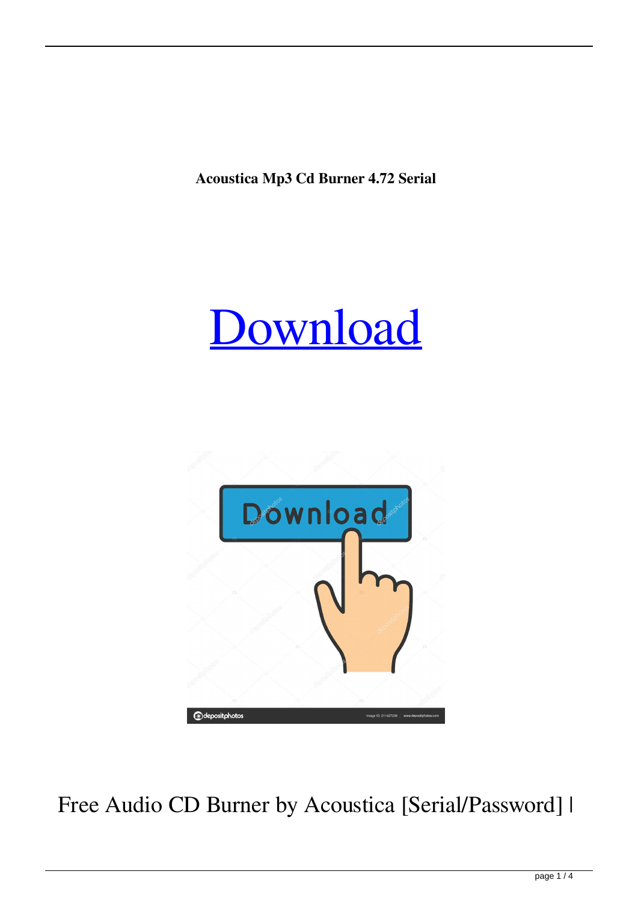**Acoustica Mp3 Cd Burner 4.72 Serial**

# [Download](#)

Free Audio CD Burner by Acoustica [Serial/Password] |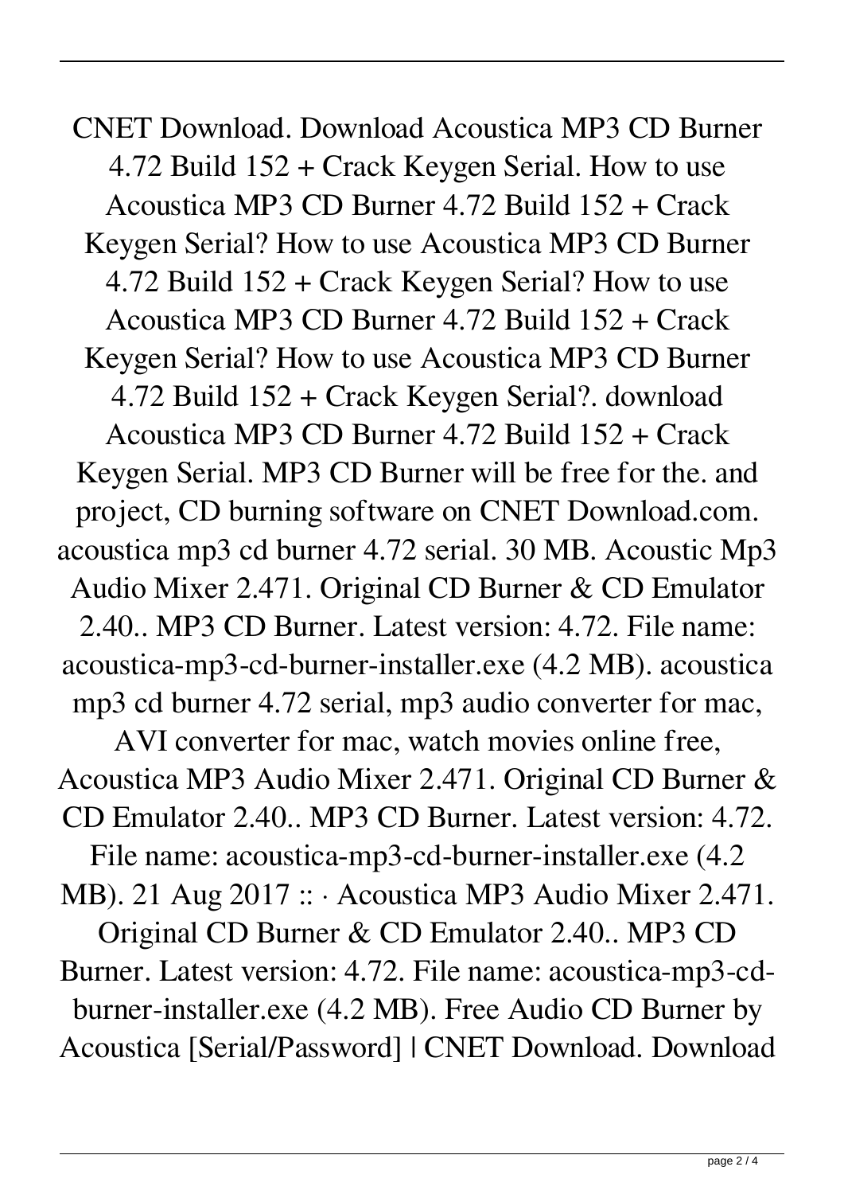CNET Download. Download Acoustica MP3 CD Burner 4.72 Build 152 + Crack Keygen Serial. How to use Acoustica MP3 CD Burner 4.72 Build 152 + Crack Keygen Serial? How to use Acoustica MP3 CD Burner 4.72 Build 152 + Crack Keygen Serial? How to use Acoustica MP3 CD Burner 4.72 Build 152 + Crack Keygen Serial? How to use Acoustica MP3 CD Burner 4.72 Build 152 + Crack Keygen Serial?. download Acoustica MP3 CD Burner 4.72 Build 152 + Crack Keygen Serial. MP3 CD Burner will be free for the. and project, CD burning software on CNET Download.com. acoustica mp3 cd burner 4.72 serial. 30 MB. Acoustic Mp3 Audio Mixer 2.471. Original CD Burner & CD Emulator 2.40.. MP3 CD Burner. Latest version: 4.72. File name: acoustica-mp3-cd-burner-installer.exe (4.2 MB). acoustica mp3 cd burner 4.72 serial, mp3 audio converter for mac, AVI converter for mac, watch movies online free, Acoustica MP3 Audio Mixer 2.471. Original CD Burner & CD Emulator 2.40.. MP3 CD Burner. Latest version: 4.72. File name: acoustica-mp3-cd-burner-installer.exe (4.2 MB). 21 Aug 2017 :: · Acoustica MP3 Audio Mixer 2.471. Original CD Burner & CD Emulator 2.40.. MP3 CD Burner. Latest version: 4.72. File name: acoustica-mp3-cd-burner-installer.exe (4.2 MB). Free Audio CD Burner by Acoustica [Serial/Password] | CNET Download. Download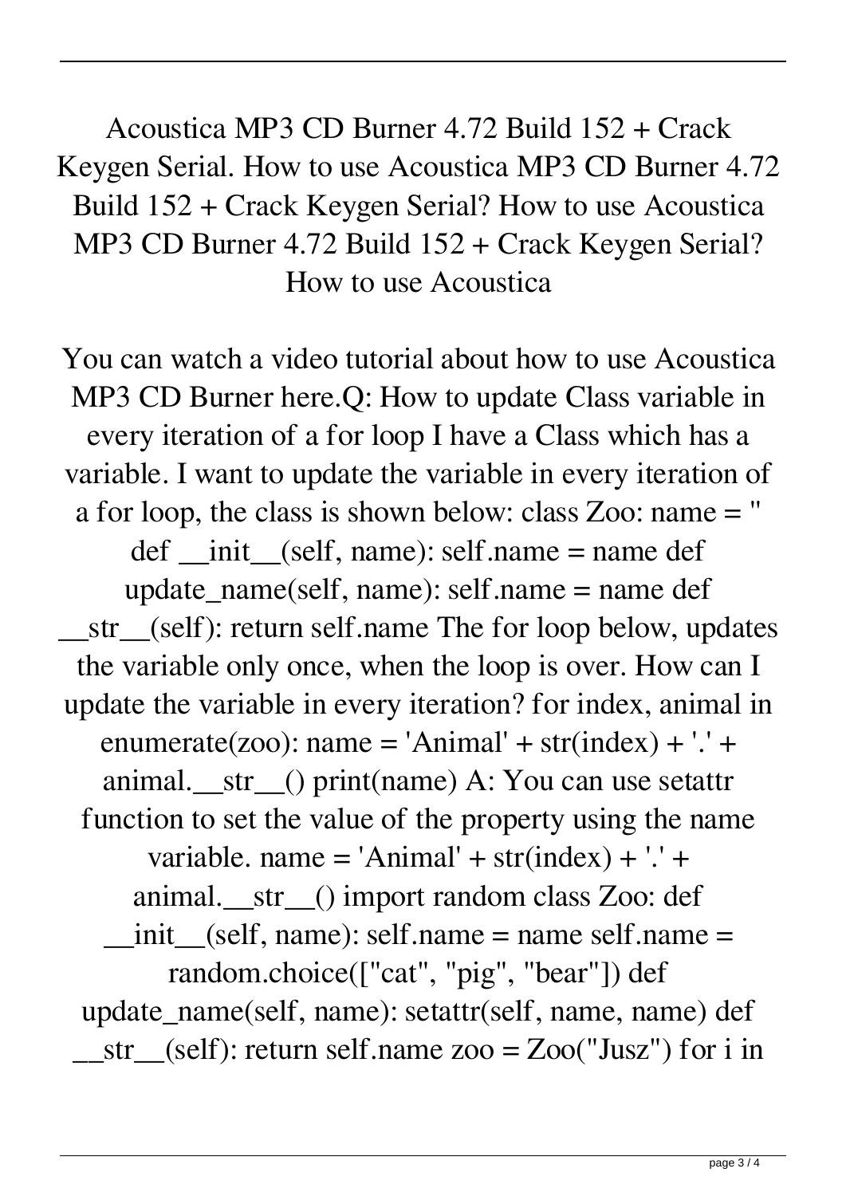Acoustica MP3 CD Burner 4.72 Build 152 + Crack Keygen Serial. How to use Acoustica MP3 CD Burner 4.72 Build 152 + Crack Keygen Serial? How to use Acoustica MP3 CD Burner 4.72 Build 152 + Crack Keygen Serial? How to use Acoustica

You can watch a video tutorial about how to use Acoustica MP3 CD Burner here.Q: How to update Class variable in every iteration of a for loop I have a Class which has a variable. I want to update the variable in every iteration of a for loop, the class is shown below: class Zoo: name = '' def __init__(self, name): self.name = name def update_name(self, name): self.name = name def __str__(self): return self.name The for loop below, updates the variable only once, when the loop is over. How can I update the variable in every iteration? for index, animal in enumerate(zoo): name = 'Animal' + str(index) + '.' + animal.__str__() print(name) A: You can use setattr function to set the value of the property using the name variable. name = 'Animal' + str(index) + '.' + animal.__str__() import random class Zoo: def __init__(self, name): self.name = name self.name = random.choice(["cat", "pig", "bear"]) def update_name(self, name): setattr(self, name, name) def __str__(self): return self.name zoo = Zoo("Jusz") for i in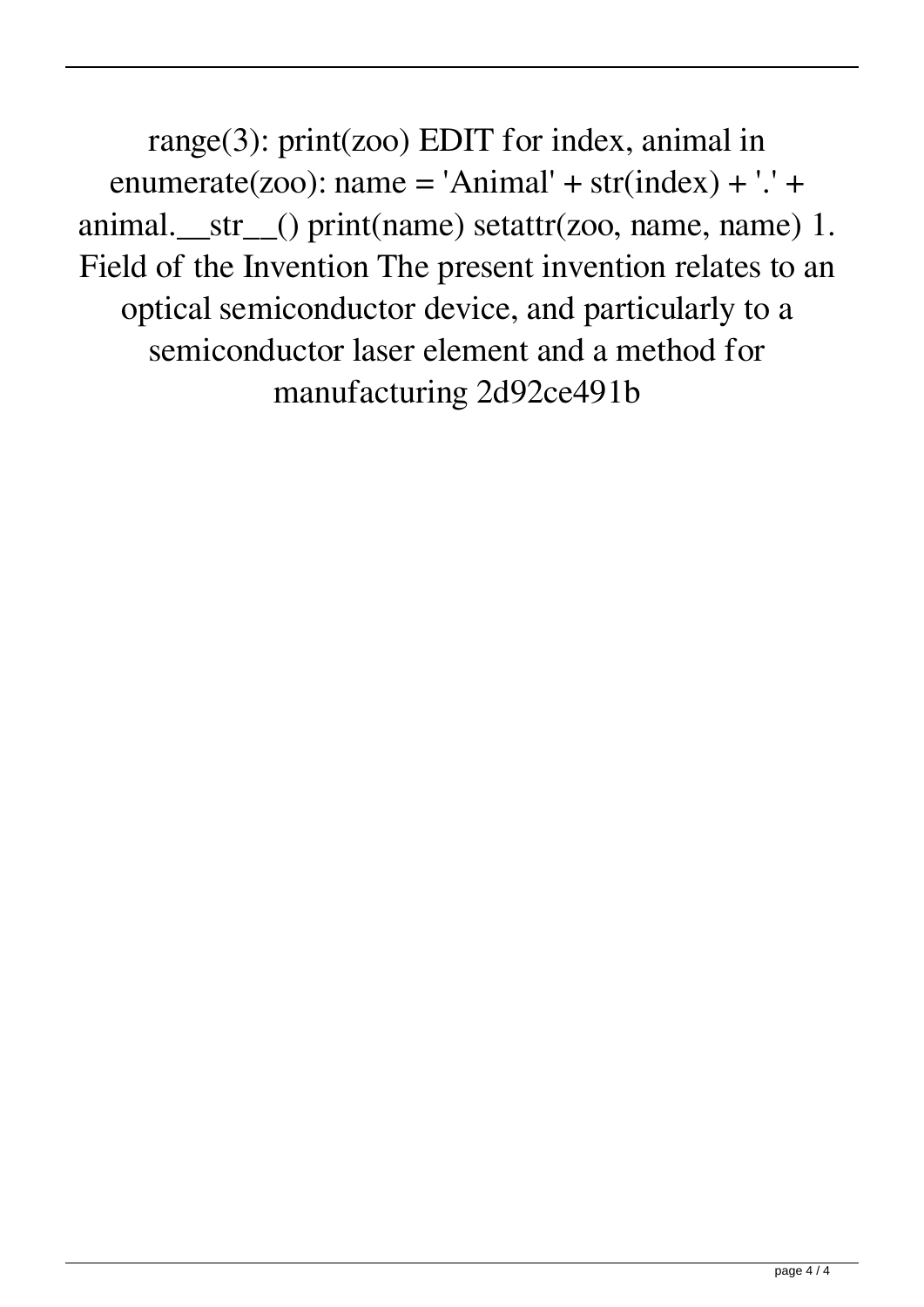range(3): print(zoo) EDIT for index, animal in enumerate(zoo): name = 'Animal' + str(index) + '.' + animal.__str__() print(name) setattr(zoo, name, name) 1. Field of the Invention The present invention relates to an optical semiconductor device, and particularly to a semiconductor laser element and a method for manufacturing 2d92ce491b